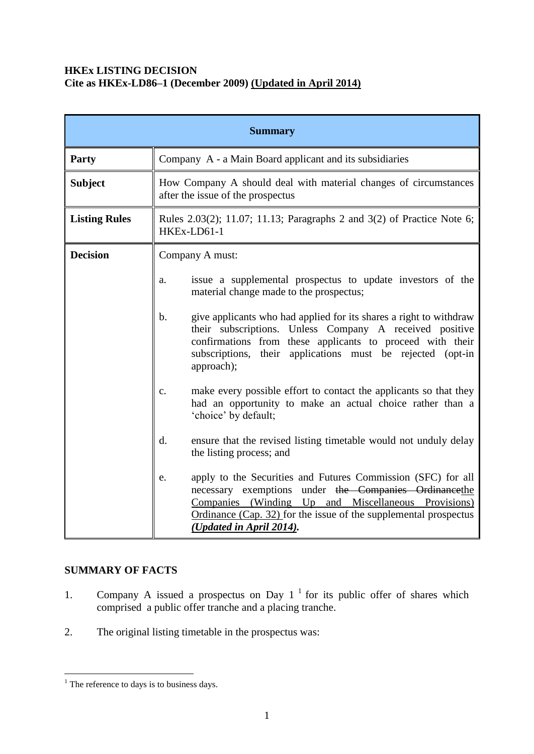**HKEx LISTING DECISION**
**Cite as HKEx-LD86–1 (December 2009) <u>(Updated in April 2014)</u>**

| **Summary** | |
|---|---|
| **Party** | Company A - a Main Board applicant and its subsidiaries |
| **Subject** | How Company A should deal with material changes of circumstances after the issue of the prospectus |
| **Listing Rules** | Rules 2.03(2); 11.07; 11.13; Paragraphs 2 and 3(2) of Practice Note 6; HKEx-LD61-1 |
| **Decision** | Company A must:<br><br>a. issue a supplemental prospectus to update investors of the material change made to the prospectus;<br><br>b. give applicants who had applied for its shares a right to withdraw their subscriptions. Unless Company A received positive confirmations from these applicants to proceed with their subscriptions, their applications must be rejected (opt-in approach);<br><br>c. make every possible effort to contact the applicants so that they had an opportunity to make an actual choice rather than a 'choice' by default;<br><br>d. ensure that the revised listing timetable would not unduly delay the listing process; and<br><br>e. apply to the Securities and Futures Commission (SFC) for all necessary exemptions under ~~the Companies Ordinance~~<u>the Companies (Winding Up and Miscellaneous Provisions) Ordinance (Cap. 32)</u> for the issue of the supplemental prospectus ***<u>(Updated in April 2014)</u>***. |

## SUMMARY OF FACTS

1. Company A issued a prospectus on Day 1 [1] for its public offer of shares which comprised a public offer tranche and a placing tranche.

2. The original listing timetable in the prospectus was:

[1] The reference to days is to business days.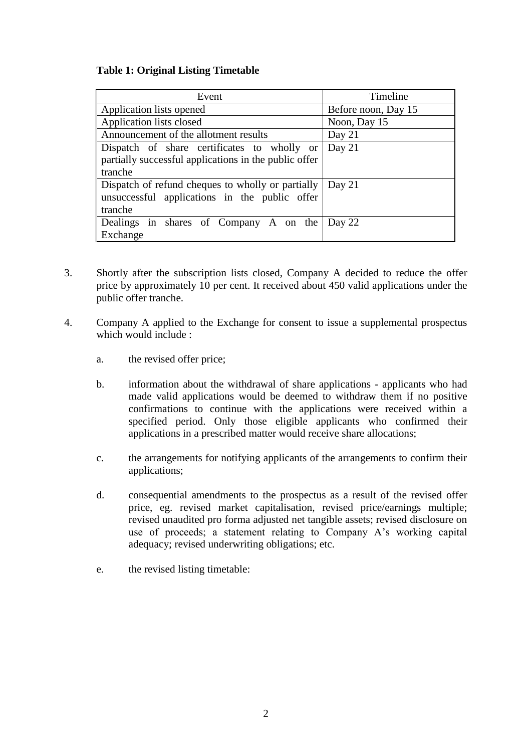**Table 1: Original Listing Timetable**

| Event | Timeline |
| --- | --- |
| Application lists opened | Before noon, Day 15 |
| Application lists closed | Noon, Day 15 |
| Announcement of the allotment results | Day 21 |
| Dispatch of share certificates to wholly or partially successful applications in the public offer tranche | Day 21 |
| Dispatch of refund cheques to wholly or partially unsuccessful applications in the public offer tranche | Day 21 |
| Dealings in shares of Company A on the Exchange | Day 22 |

3. Shortly after the subscription lists closed, Company A decided to reduce the offer price by approximately 10 per cent. It received about 450 valid applications under the public offer tranche.

4. Company A applied to the Exchange for consent to issue a supplemental prospectus which would include :

   a. the revised offer price;

   b. information about the withdrawal of share applications - applicants who had made valid applications would be deemed to withdraw them if no positive confirmations to continue with the applications were received within a specified period. Only those eligible applicants who confirmed their applications in a prescribed matter would receive share allocations;

   c. the arrangements for notifying applicants of the arrangements to confirm their applications;

   d. consequential amendments to the prospectus as a result of the revised offer price, eg. revised market capitalisation, revised price/earnings multiple; revised unaudited pro forma adjusted net tangible assets; revised disclosure on use of proceeds; a statement relating to Company A's working capital adequacy; revised underwriting obligations; etc.

   e. the revised listing timetable: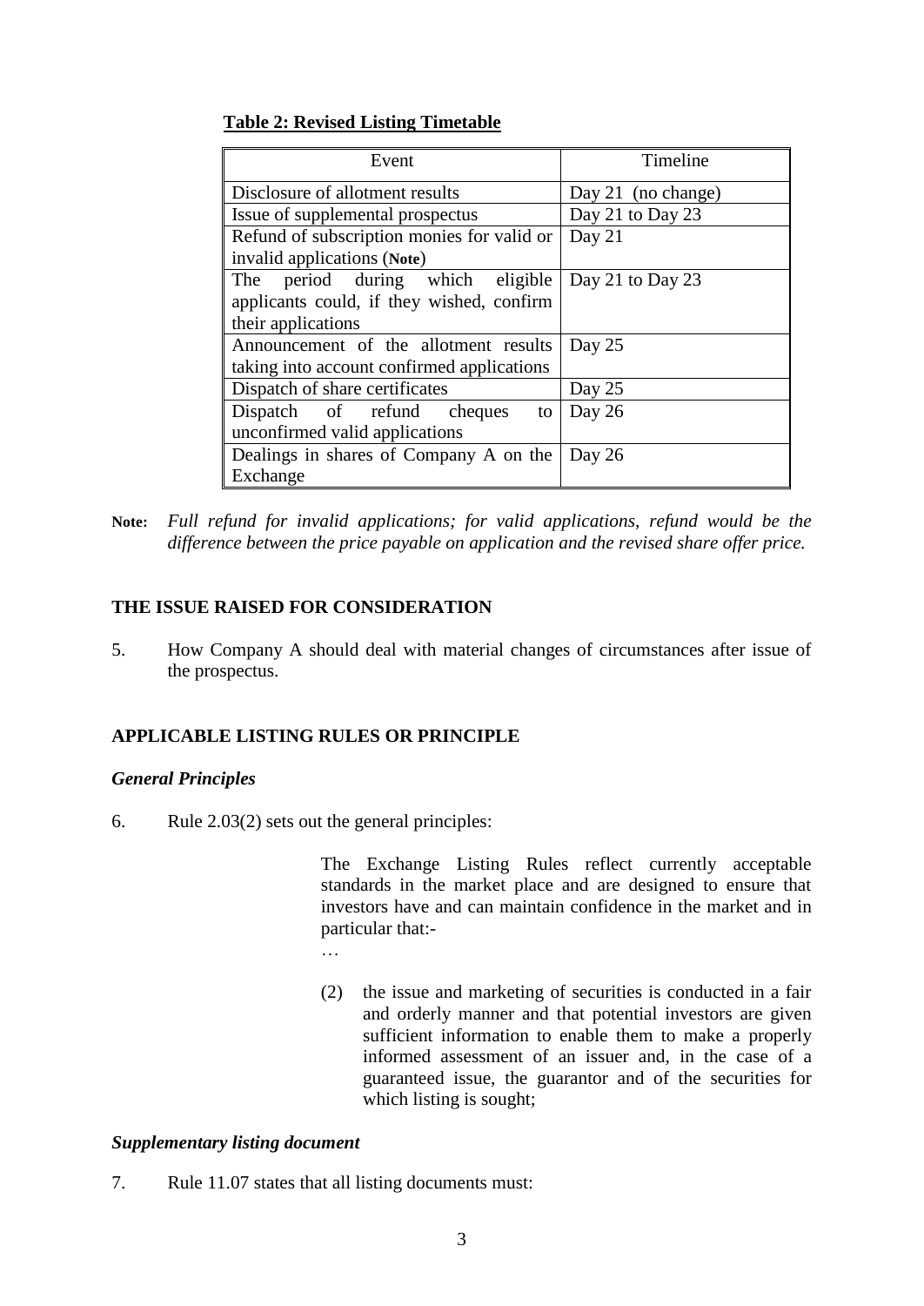**Table 2: Revised Listing Timetable**

| Event | Timeline |
|---|---|
| Disclosure of allotment results | Day 21 (no change) |
| Issue of supplemental prospectus | Day 21 to Day 23 |
| Refund of subscription monies for valid or invalid applications (**Note**) | Day 21 |
| The period during which eligible applicants could, if they wished, confirm their applications | Day 21 to Day 23 |
| Announcement of the allotment results taking into account confirmed applications | Day 25 |
| Dispatch of share certificates | Day 25 |
| Dispatch of refund cheques to unconfirmed valid applications | Day 26 |
| Dealings in shares of Company A on the Exchange | Day 26 |

**Note:** *Full refund for invalid applications; for valid applications, refund would be the difference between the price payable on application and the revised share offer price.*

## THE ISSUE RAISED FOR CONSIDERATION

5. How Company A should deal with material changes of circumstances after issue of the prospectus.

## APPLICABLE LISTING RULES OR PRINCIPLE

### *General Principles*

6. Rule 2.03(2) sets out the general principles:

> The Exchange Listing Rules reflect currently acceptable standards in the market place and are designed to ensure that investors have and can maintain confidence in the market and in particular that:-
>
> …
>
> (2) the issue and marketing of securities is conducted in a fair and orderly manner and that potential investors are given sufficient information to enable them to make a properly informed assessment of an issuer and, in the case of a guaranteed issue, the guarantor and of the securities for which listing is sought;

### *Supplementary listing document*

7. Rule 11.07 states that all listing documents must: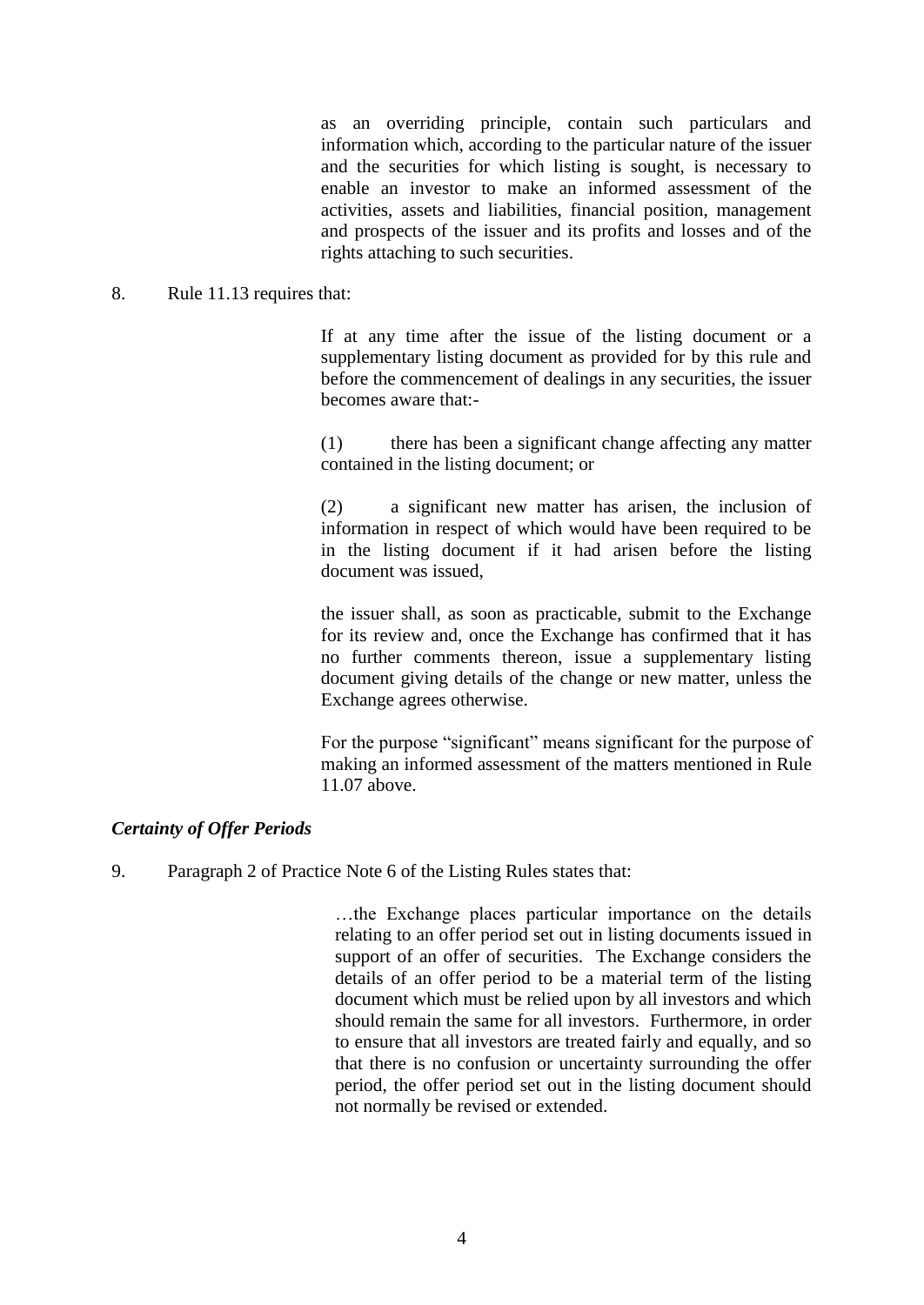> as an overriding principle, contain such particulars and information which, according to the particular nature of the issuer and the securities for which listing is sought, is necessary to enable an investor to make an informed assessment of the activities, assets and liabilities, financial position, management and prospects of the issuer and its profits and losses and of the rights attaching to such securities.

8. Rule 11.13 requires that:

> If at any time after the issue of the listing document or a supplementary listing document as provided for by this rule and before the commencement of dealings in any securities, the issuer becomes aware that:-
>
> (1) there has been a significant change affecting any matter contained in the listing document; or
>
> (2) a significant new matter has arisen, the inclusion of information in respect of which would have been required to be in the listing document if it had arisen before the listing document was issued,
>
> the issuer shall, as soon as practicable, submit to the Exchange for its review and, once the Exchange has confirmed that it has no further comments thereon, issue a supplementary listing document giving details of the change or new matter, unless the Exchange agrees otherwise.
>
> For the purpose "significant" means significant for the purpose of making an informed assessment of the matters mentioned in Rule 11.07 above.

### *Certainty of Offer Periods*

9. Paragraph 2 of Practice Note 6 of the Listing Rules states that:

> …the Exchange places particular importance on the details relating to an offer period set out in listing documents issued in support of an offer of securities. The Exchange considers the details of an offer period to be a material term of the listing document which must be relied upon by all investors and which should remain the same for all investors. Furthermore, in order to ensure that all investors are treated fairly and equally, and so that there is no confusion or uncertainty surrounding the offer period, the offer period set out in the listing document should not normally be revised or extended.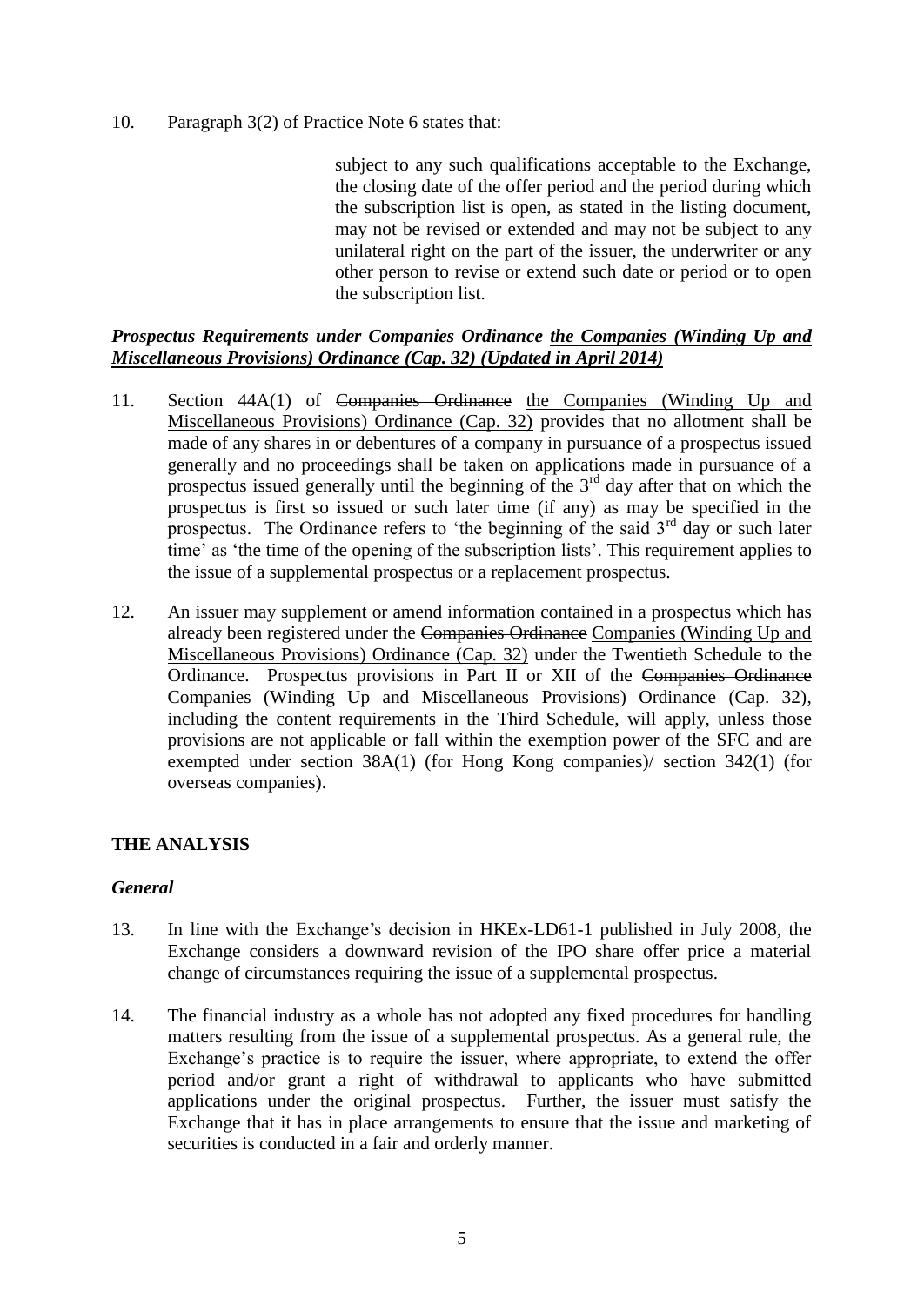10. Paragraph 3(2) of Practice Note 6 states that:

> subject to any such qualifications acceptable to the Exchange, the closing date of the offer period and the period during which the subscription list is open, as stated in the listing document, may not be revised or extended and may not be subject to any unilateral right on the part of the issuer, the underwriter or any other person to revise or extend such date or period or to open the subscription list.

***Prospectus Requirements under ~~Companies Ordinance~~ <u>the Companies (Winding Up and Miscellaneous Provisions) Ordinance (Cap. 32) (Updated in April 2014)</u>***

11. Section 44A(1) of ~~Companies Ordinance~~ <u>the Companies (Winding Up and Miscellaneous Provisions) Ordinance (Cap. 32)</u> provides that no allotment shall be made of any shares in or debentures of a company in pursuance of a prospectus issued generally and no proceedings shall be taken on applications made in pursuance of a prospectus issued generally until the beginning of the 3rd day after that on which the prospectus is first so issued or such later time (if any) as may be specified in the prospectus. The Ordinance refers to 'the beginning of the said 3rd day or such later time' as 'the time of the opening of the subscription lists'. This requirement applies to the issue of a supplemental prospectus or a replacement prospectus.

12. An issuer may supplement or amend information contained in a prospectus which has already been registered under the ~~Companies Ordinance~~ <u>Companies (Winding Up and Miscellaneous Provisions) Ordinance (Cap. 32)</u> under the Twentieth Schedule to the Ordinance. Prospectus provisions in Part II or XII of the ~~Companies Ordinance~~ <u>Companies (Winding Up and Miscellaneous Provisions) Ordinance (Cap. 32)</u>, including the content requirements in the Third Schedule, will apply, unless those provisions are not applicable or fall within the exemption power of the SFC and are exempted under section 38A(1) (for Hong Kong companies)/ section 342(1) (for overseas companies).

## THE ANALYSIS

### *General*

13. In line with the Exchange's decision in HKEx-LD61-1 published in July 2008, the Exchange considers a downward revision of the IPO share offer price a material change of circumstances requiring the issue of a supplemental prospectus.

14. The financial industry as a whole has not adopted any fixed procedures for handling matters resulting from the issue of a supplemental prospectus. As a general rule, the Exchange's practice is to require the issuer, where appropriate, to extend the offer period and/or grant a right of withdrawal to applicants who have submitted applications under the original prospectus. Further, the issuer must satisfy the Exchange that it has in place arrangements to ensure that the issue and marketing of securities is conducted in a fair and orderly manner.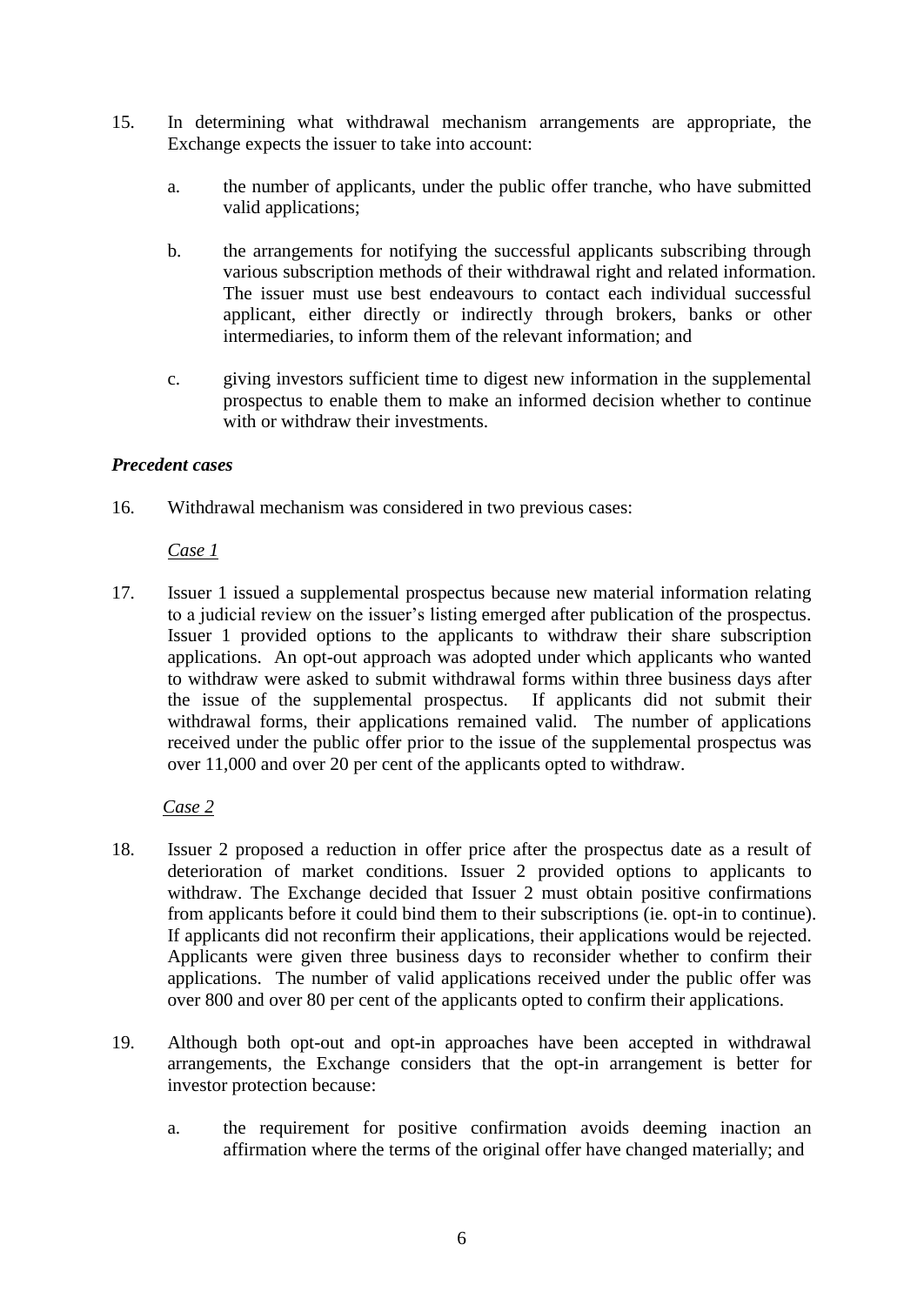15. In determining what withdrawal mechanism arrangements are appropriate, the Exchange expects the issuer to take into account:

    a. the number of applicants, under the public offer tranche, who have submitted valid applications;

    b. the arrangements for notifying the successful applicants subscribing through various subscription methods of their withdrawal right and related information. The issuer must use best endeavours to contact each individual successful applicant, either directly or indirectly through brokers, banks or other intermediaries, to inform them of the relevant information; and

    c. giving investors sufficient time to digest new information in the supplemental prospectus to enable them to make an informed decision whether to continue with or withdraw their investments.

***Precedent cases***

16. Withdrawal mechanism was considered in two previous cases:

    <u>*Case 1*</u>

17. Issuer 1 issued a supplemental prospectus because new material information relating to a judicial review on the issuer's listing emerged after publication of the prospectus. Issuer 1 provided options to the applicants to withdraw their share subscription applications. An opt-out approach was adopted under which applicants who wanted to withdraw were asked to submit withdrawal forms within three business days after the issue of the supplemental prospectus. If applicants did not submit their withdrawal forms, their applications remained valid. The number of applications received under the public offer prior to the issue of the supplemental prospectus was over 11,000 and over 20 per cent of the applicants opted to withdraw.

    <u>*Case 2*</u>

18. Issuer 2 proposed a reduction in offer price after the prospectus date as a result of deterioration of market conditions. Issuer 2 provided options to applicants to withdraw. The Exchange decided that Issuer 2 must obtain positive confirmations from applicants before it could bind them to their subscriptions (ie. opt-in to continue). If applicants did not reconfirm their applications, their applications would be rejected. Applicants were given three business days to reconsider whether to confirm their applications. The number of valid applications received under the public offer was over 800 and over 80 per cent of the applicants opted to confirm their applications.

19. Although both opt-out and opt-in approaches have been accepted in withdrawal arrangements, the Exchange considers that the opt-in arrangement is better for investor protection because:

    a. the requirement for positive confirmation avoids deeming inaction an affirmation where the terms of the original offer have changed materially; and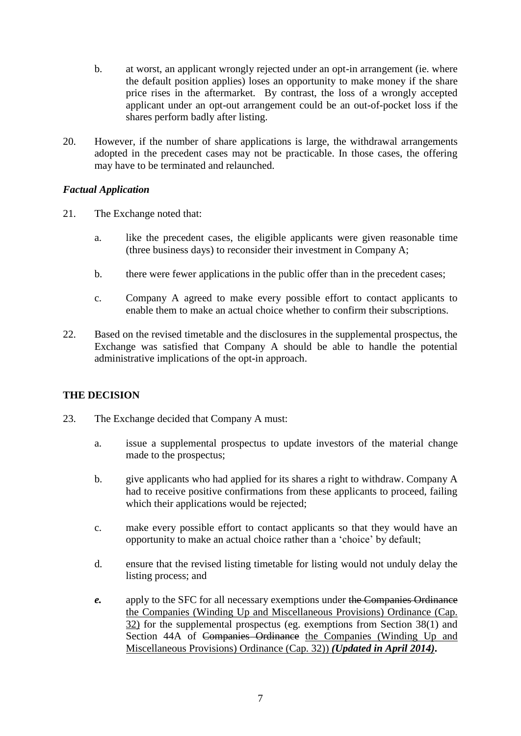b. at worst, an applicant wrongly rejected under an opt-in arrangement (ie. where the default position applies) loses an opportunity to make money if the share price rises in the aftermarket. By contrast, the loss of a wrongly accepted applicant under an opt-out arrangement could be an out-of-pocket loss if the shares perform badly after listing.

20. However, if the number of share applications is large, the withdrawal arrangements adopted in the precedent cases may not be practicable. In those cases, the offering may have to be terminated and relaunched.

### *Factual Application*

21. The Exchange noted that:

   a. like the precedent cases, the eligible applicants were given reasonable time (three business days) to reconsider their investment in Company A;

   b. there were fewer applications in the public offer than in the precedent cases;

   c. Company A agreed to make every possible effort to contact applicants to enable them to make an actual choice whether to confirm their subscriptions.

22. Based on the revised timetable and the disclosures in the supplemental prospectus, the Exchange was satisfied that Company A should be able to handle the potential administrative implications of the opt-in approach.

## THE DECISION

23. The Exchange decided that Company A must:

   a. issue a supplemental prospectus to update investors of the material change made to the prospectus;

   b. give applicants who had applied for its shares a right to withdraw. Company A had to receive positive confirmations from these applicants to proceed, failing which their applications would be rejected;

   c. make every possible effort to contact applicants so that they would have an opportunity to make an actual choice rather than a 'choice' by default;

   d. ensure that the revised listing timetable for listing would not unduly delay the listing process; and

   ***e.*** apply to the SFC for all necessary exemptions under ~~the Companies Ordinance~~ <u>the Companies (Winding Up and Miscellaneous Provisions) Ordinance (Cap. 32)</u> for the supplemental prospectus (eg. exemptions from Section 38(1) and Section 44A of ~~Companies Ordinance~~ <u>the Companies (Winding Up and Miscellaneous Provisions) Ordinance (Cap. 32)</u>) ***(Updated in April 2014)*****.**